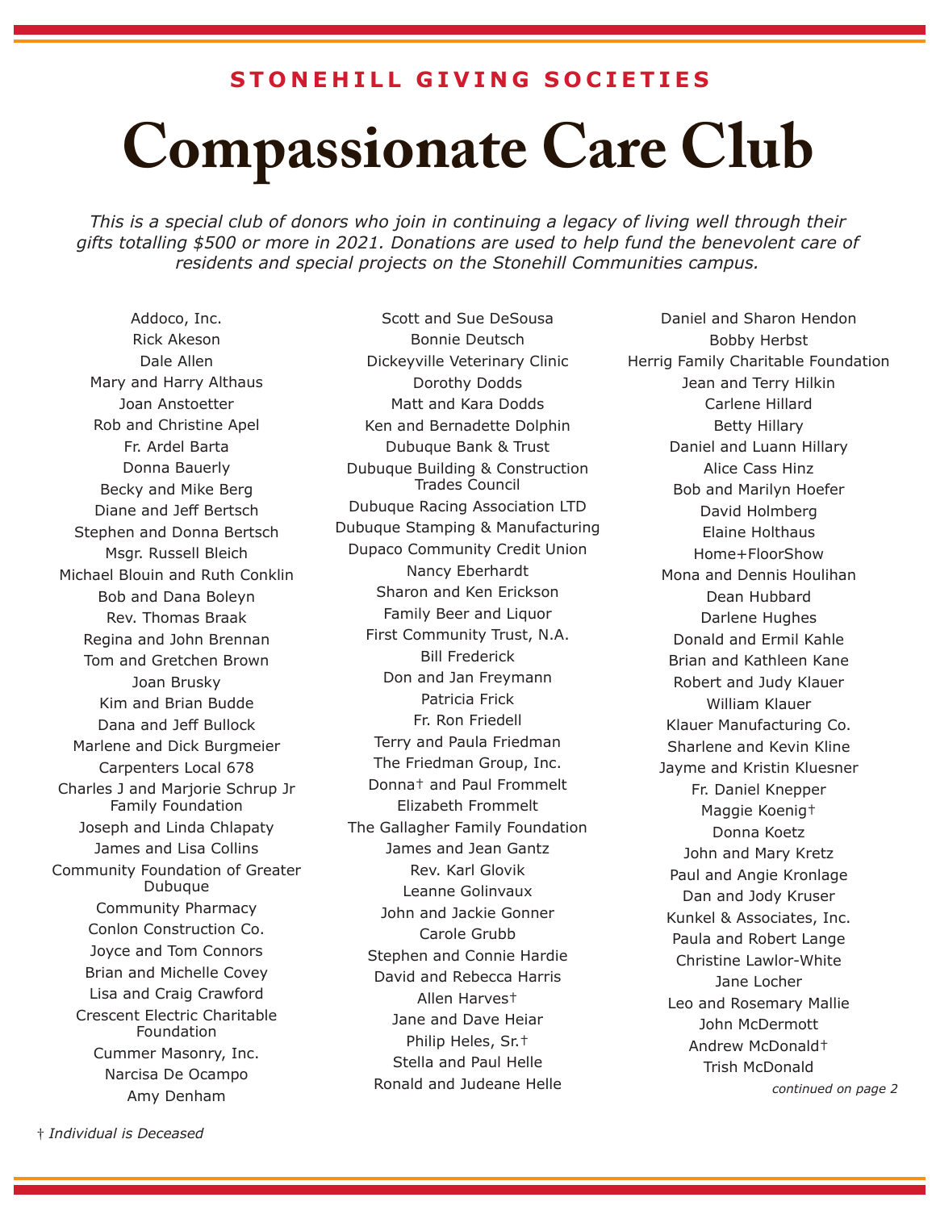## STONEHILL GIVING SOCIETIES

# Compassionate Care Club

*This is a special club of donors who join in continuing a legacy of living well through their gifts totalling $500 or more in 2021. Donations are used to help fund the benevolent care of residents and special projects on the Stonehill Communities campus.*

Addoco, Inc.
Rick Akeson
Dale Allen
Mary and Harry Althaus
Joan Anstoetter
Rob and Christine Apel
Fr. Ardel Barta
Donna Bauerly
Becky and Mike Berg
Diane and Jeff Bertsch
Stephen and Donna Bertsch
Msgr. Russell Bleich
Michael Blouin and Ruth Conklin
Bob and Dana Boleyn
Rev. Thomas Braak
Regina and John Brennan
Tom and Gretchen Brown
Joan Brusky
Kim and Brian Budde
Dana and Jeff Bullock
Marlene and Dick Burgmeier
Carpenters Local 678
Charles J and Marjorie Schrup Jr Family Foundation
Joseph and Linda Chlapaty
James and Lisa Collins
Community Foundation of Greater Dubuque
Community Pharmacy
Conlon Construction Co.
Joyce and Tom Connors
Brian and Michelle Covey
Lisa and Craig Crawford
Crescent Electric Charitable Foundation
Cummer Masonry, Inc.
Narcisa De Ocampo
Amy Denham
Scott and Sue DeSousa
Bonnie Deutsch
Dickeyville Veterinary Clinic
Dorothy Dodds
Matt and Kara Dodds
Ken and Bernadette Dolphin
Dubuque Bank & Trust
Dubuque Building & Construction Trades Council
Dubuque Racing Association LTD
Dubuque Stamping & Manufacturing
Dupaco Community Credit Union
Nancy Eberhardt
Sharon and Ken Erickson
Family Beer and Liquor
First Community Trust, N.A.
Bill Frederick
Don and Jan Freymann
Patricia Frick
Fr. Ron Friedell
Terry and Paula Friedman
The Friedman Group, Inc.
Donna† and Paul Frommelt
Elizabeth Frommelt
The Gallagher Family Foundation
James and Jean Gantz
Rev. Karl Glovik
Leanne Golinvaux
John and Jackie Gonner
Carole Grubb
Stephen and Connie Hardie
David and Rebecca Harris
Allen Harves†
Jane and Dave Heiar
Philip Heles, Sr.†
Stella and Paul Helle
Ronald and Judeane Helle
Daniel and Sharon Hendon
Bobby Herbst
Herrig Family Charitable Foundation
Jean and Terry Hilkin
Carlene Hillard
Betty Hillary
Daniel and Luann Hillary
Alice Cass Hinz
Bob and Marilyn Hoefer
David Holmberg
Elaine Holthaus
Home+FloorShow
Mona and Dennis Houlihan
Dean Hubbard
Darlene Hughes
Donald and Ermil Kahle
Brian and Kathleen Kane
Robert and Judy Klauer
William Klauer
Klauer Manufacturing Co.
Sharlene and Kevin Kline
Jayme and Kristin Kluesner
Fr. Daniel Knepper
Maggie Koenig†
Donna Koetz
John and Mary Kretz
Paul and Angie Kronlage
Dan and Jody Kruser
Kunkel & Associates, Inc.
Paula and Robert Lange
Christine Lawlor-White
Jane Locher
Leo and Rosemary Mallie
John McDermott
Andrew McDonald†
Trish McDonald

*continued on page 2*

† *Individual is Deceased*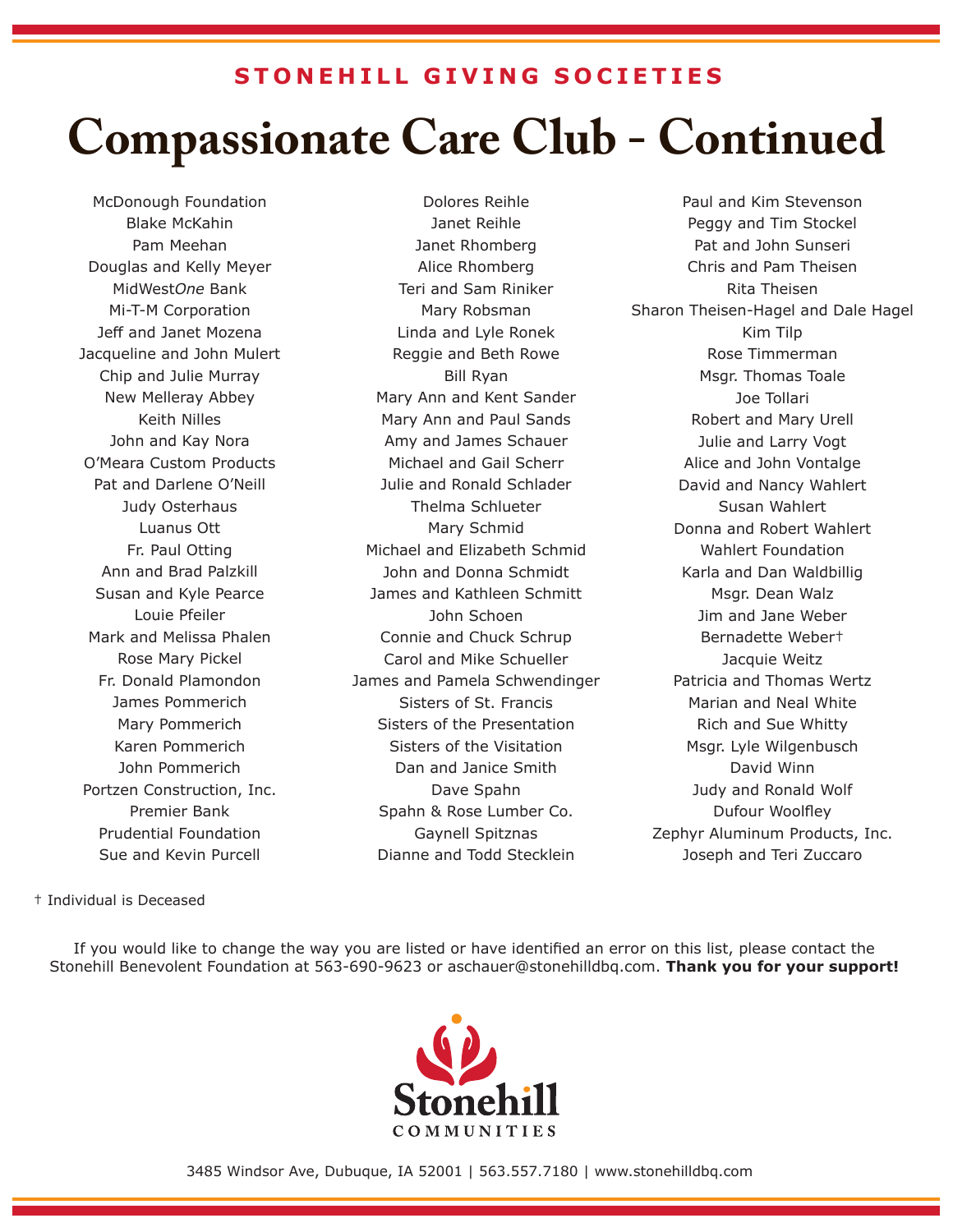STONEHILL GIVING SOCIETIES

# Compassionate Care Club - Continued

McDonough Foundation
Blake McKahin
Pam Meehan
Douglas and Kelly Meyer
MidWest*One* Bank
Mi-T-M Corporation
Jeff and Janet Mozena
Jacqueline and John Mulert
Chip and Julie Murray
New Melleray Abbey
Keith Nilles
John and Kay Nora
O'Meara Custom Products
Pat and Darlene O'Neill
Judy Osterhaus
Luanus Ott
Fr. Paul Otting
Ann and Brad Palzkill
Susan and Kyle Pearce
Louie Pfeiler
Mark and Melissa Phalen
Rose Mary Pickel
Fr. Donald Plamondon
James Pommerich
Mary Pommerich
Karen Pommerich
John Pommerich
Portzen Construction, Inc.
Premier Bank
Prudential Foundation
Sue and Kevin Purcell

Dolores Reihle
Janet Reihle
Janet Rhomberg
Alice Rhomberg
Teri and Sam Riniker
Mary Robsman
Linda and Lyle Ronek
Reggie and Beth Rowe
Bill Ryan
Mary Ann and Kent Sander
Mary Ann and Paul Sands
Amy and James Schauer
Michael and Gail Scherr
Julie and Ronald Schlader
Thelma Schlueter
Mary Schmid
Michael and Elizabeth Schmid
John and Donna Schmidt
James and Kathleen Schmitt
John Schoen
Connie and Chuck Schrup
Carol and Mike Schueller
James and Pamela Schwendinger
Sisters of St. Francis
Sisters of the Presentation
Sisters of the Visitation
Dan and Janice Smith
Dave Spahn
Spahn & Rose Lumber Co.
Gaynell Spitznas
Dianne and Todd Stecklein

Paul and Kim Stevenson
Peggy and Tim Stockel
Pat and John Sunseri
Chris and Pam Theisen
Rita Theisen
Sharon Theisen-Hagel and Dale Hagel
Kim Tilp
Rose Timmerman
Msgr. Thomas Toale
Joe Tollari
Robert and Mary Urell
Julie and Larry Vogt
Alice and John Vontalge
David and Nancy Wahlert
Susan Wahlert
Donna and Robert Wahlert
Wahlert Foundation
Karla and Dan Waldbillig
Msgr. Dean Walz
Jim and Jane Weber
Bernadette Weber†
Jacquie Weitz
Patricia and Thomas Wertz
Marian and Neal White
Rich and Sue Whitty
Msgr. Lyle Wilgenbusch
David Winn
Judy and Ronald Wolf
Dufour Woolfley
Zephyr Aluminum Products, Inc.
Joseph and Teri Zuccaro

† Individual is Deceased

If you would like to change the way you are listed or have identified an error on this list, please contact the Stonehill Benevolent Foundation at 563-690-9623 or aschauer@stonehilldbq.com. **Thank you for your support!**

Stonehill
COMMUNITIES

3485 Windsor Ave, Dubuque, IA 52001 | 563.557.7180 | www.stonehilldbq.com